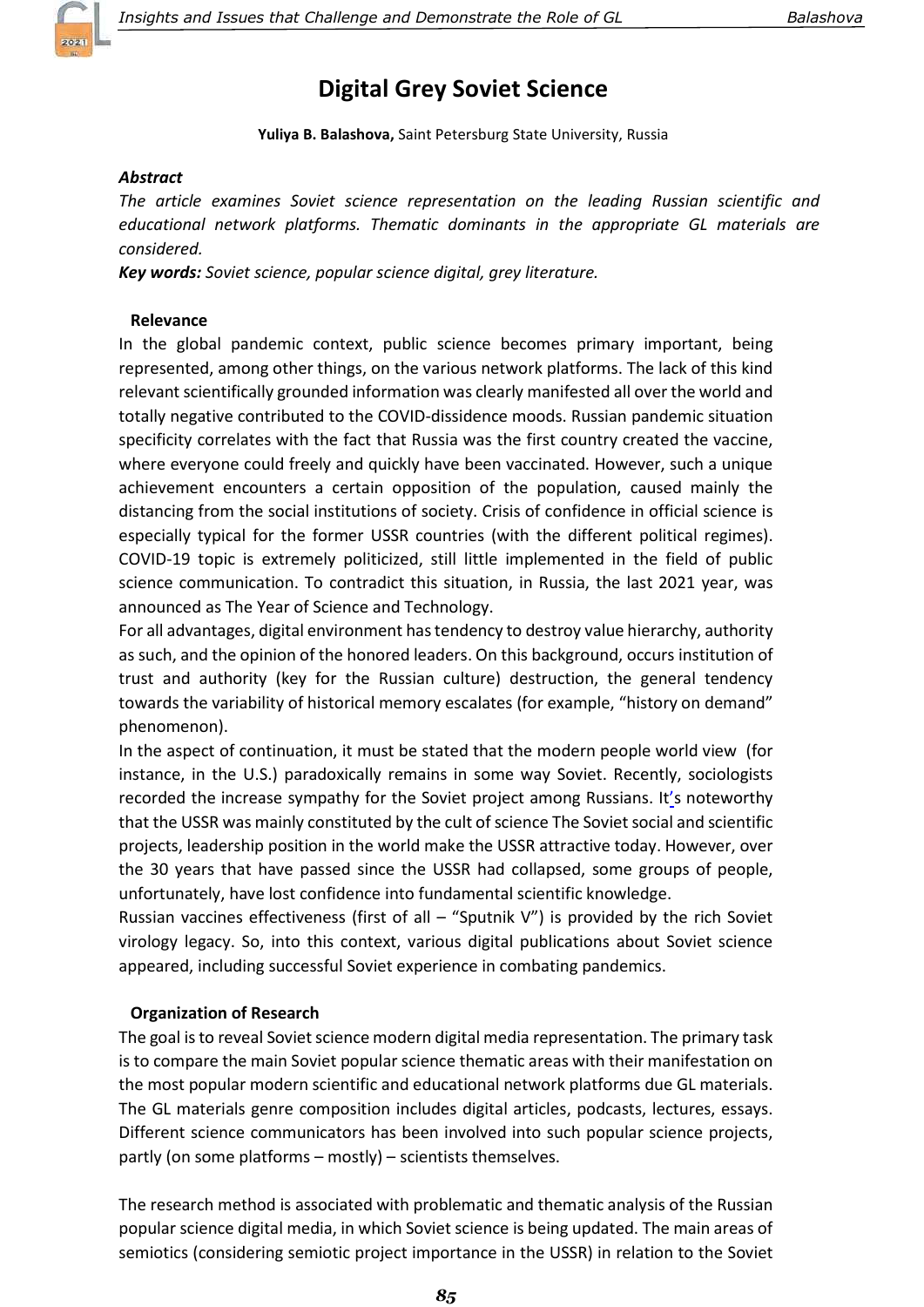# Digital Grey Soviet Science

**Yuliya B. Balashova,** Saint Petersburg State University, Russia

***Abstract***

*The article examines Soviet science representation on the leading Russian scientific and educational network platforms. Thematic dominants in the appropriate GL materials are considered.*

***Key words:*** *Soviet science, popular science digital, grey literature.*

## Relevance

In the global pandemic context, public science becomes primary important, being represented, among other things, on the various network platforms. The lack of this kind relevant scientifically grounded information was clearly manifested all over the world and totally negative contributed to the COVID-dissidence moods. Russian pandemic situation specificity correlates with the fact that Russia was the first country created the vaccine, where everyone could freely and quickly have been vaccinated. However, such a unique achievement encounters a certain opposition of the population, caused mainly the distancing from the social institutions of society. Crisis of confidence in official science is especially typical for the former USSR countries (with the different political regimes). COVID-19 topic is extremely politicized, still little implemented in the field of public science communication. To contradict this situation, in Russia, the last 2021 year, was announced as The Year of Science and Technology.

For all advantages, digital environment has tendency to destroy value hierarchy, authority as such, and the opinion of the honored leaders. On this background, occurs institution of trust and authority (key for the Russian culture) destruction, the general tendency towards the variability of historical memory escalates (for example, "history on demand" phenomenon).

In the aspect of continuation, it must be stated that the modern people world view (for instance, in the U.S.) paradoxically remains in some way Soviet. Recently, sociologists recorded the increase sympathy for the Soviet project among Russians. It's noteworthy that the USSR was mainly constituted by the cult of science The Soviet social and scientific projects, leadership position in the world make the USSR attractive today. However, over the 30 years that have passed since the USSR had collapsed, some groups of people, unfortunately, have lost confidence into fundamental scientific knowledge.

Russian vaccines effectiveness (first of all – "Sputnik V") is provided by the rich Soviet virology legacy. So, into this context, various digital publications about Soviet science appeared, including successful Soviet experience in combating pandemics.

## Organization of Research

The goal is to reveal Soviet science modern digital media representation. The primary task is to compare the main Soviet popular science thematic areas with their manifestation on the most popular modern scientific and educational network platforms due GL materials. The GL materials genre composition includes digital articles, podcasts, lectures, essays. Different science communicators has been involved into such popular science projects, partly (on some platforms – mostly) – scientists themselves.

The research method is associated with problematic and thematic analysis of the Russian popular science digital media, in which Soviet science is being updated. The main areas of semiotics (considering semiotic project importance in the USSR) in relation to the Soviet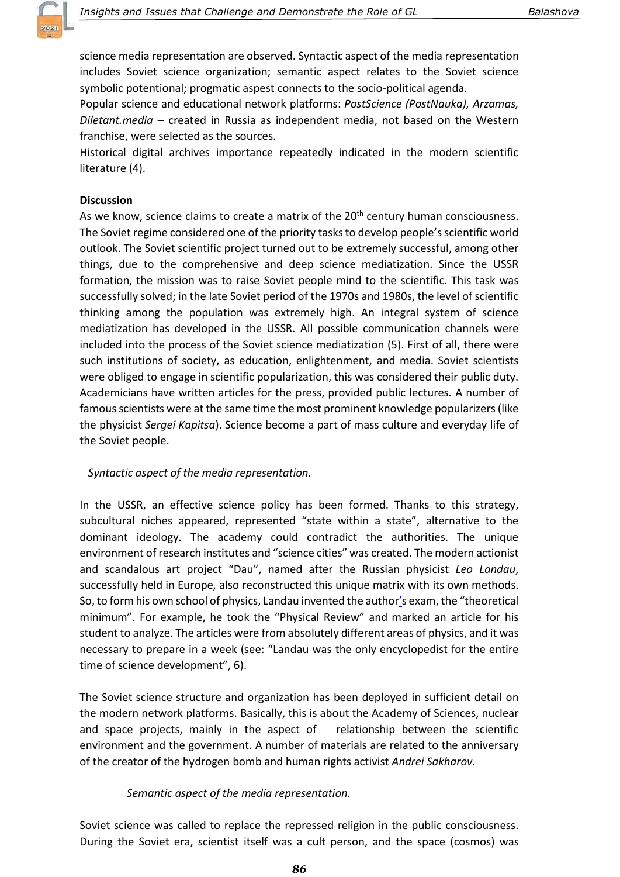science media representation are observed. Syntactic aspect of the media representation includes Soviet science organization; semantic aspect relates to the Soviet science symbolic potentional; progmatic aspest connects to the socio-political agenda.

Popular science and educational network platforms: *PostScience (PostNauka), Arzamas, Diletant.media* – created in Russia as independent media, not based on the Western franchise, were selected as the sources.

Historical digital archives importance repeatedly indicated in the modern scientific literature (4).

**Discussion**

As we know, science claims to create a matrix of the 20th century human consciousness. The Soviet regime considered one of the priority tasks to develop people's scientific world outlook. The Soviet scientific project turned out to be extremely successful, among other things, due to the comprehensive and deep science mediatization. Since the USSR formation, the mission was to raise Soviet people mind to the scientific. This task was successfully solved; in the late Soviet period of the 1970s and 1980s, the level of scientific thinking among the population was extremely high. An integral system of science mediatization has developed in the USSR. All possible communication channels were included into the process of the Soviet science mediatization (5). First of all, there were such institutions of society, as education, enlightenment, and media. Soviet scientists were obliged to engage in scientific popularization, this was considered their public duty. Academicians have written articles for the press, provided public lectures. A number of famous scientists were at the same time the most prominent knowledge popularizers (like the physicist *Sergei Kapitsa*). Science become a part of mass culture and everyday life of the Soviet people.

*Syntactic aspect of the media representation.*

In the USSR, an effective science policy has been formed. Thanks to this strategy, subcultural niches appeared, represented "state within a state", alternative to the dominant ideology. The academy could contradict the authorities. The unique environment of research institutes and "science cities" was created. The modern actionist and scandalous art project "Dau", named after the Russian physicist *Leo Landau*, successfully held in Europe, also reconstructed this unique matrix with its own methods. So, to form his own school of physics, Landau invented the author's exam, the "theoretical minimum". For example, he took the "Physical Review" and marked an article for his student to analyze. The articles were from absolutely different areas of physics, and it was necessary to prepare in a week (see: "Landau was the only encyclopedist for the entire time of science development", 6).

The Soviet science structure and organization has been deployed in sufficient detail on the modern network platforms. Basically, this is about the Academy of Sciences, nuclear and space projects, mainly in the aspect of relationship between the scientific environment and the government. A number of materials are related to the anniversary of the creator of the hydrogen bomb and human rights activist *Andrei Sakharov*.

*Semantic aspect of the media representation.*

Soviet science was called to replace the repressed religion in the public consciousness. During the Soviet era, scientist itself was a cult person, and the space (cosmos) was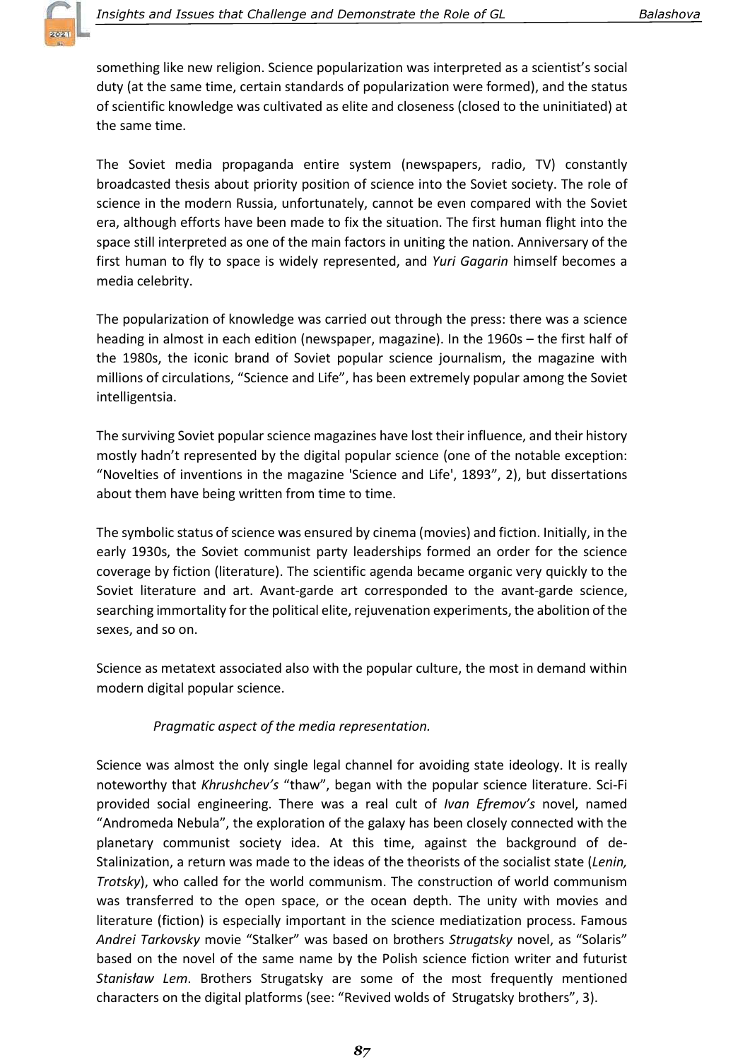something like new religion. Science popularization was interpreted as a scientist's social duty (at the same time, certain standards of popularization were formed), and the status of scientific knowledge was cultivated as elite and closeness (closed to the uninitiated) at the same time.

The Soviet media propaganda entire system (newspapers, radio, TV) constantly broadcasted thesis about priority position of science into the Soviet society. The role of science in the modern Russia, unfortunately, cannot be even compared with the Soviet era, although efforts have been made to fix the situation. The first human flight into the space still interpreted as one of the main factors in uniting the nation. Anniversary of the first human to fly to space is widely represented, and *Yuri Gagarin* himself becomes a media celebrity.

The popularization of knowledge was carried out through the press: there was a science heading in almost in each edition (newspaper, magazine). In the 1960s – the first half of the 1980s, the iconic brand of Soviet popular science journalism, the magazine with millions of circulations, "Science and Life", has been extremely popular among the Soviet intelligentsia.

The surviving Soviet popular science magazines have lost their influence, and their history mostly hadn't represented by the digital popular science (one of the notable exception: "Novelties of inventions in the magazine 'Science and Life', 1893", 2), but dissertations about them have being written from time to time.

The symbolic status of science was ensured by cinema (movies) and fiction. Initially, in the early 1930s, the Soviet communist party leaderships formed an order for the science coverage by fiction (literature). The scientific agenda became organic very quickly to the Soviet literature and art. Avant-garde art corresponded to the avant-garde science, searching immortality for the political elite, rejuvenation experiments, the abolition of the sexes, and so on.

Science as metatext associated also with the popular culture, the most in demand within modern digital popular science.

*Pragmatic aspect of the media representation.*

Science was almost the only single legal channel for avoiding state ideology. It is really noteworthy that *Khrushchev's* "thaw", began with the popular science literature. Sci-Fi provided social engineering. There was a real cult of *Ivan Efremov's* novel, named "Andromeda Nebula", the exploration of the galaxy has been closely connected with the planetary communist society idea. At this time, against the background of de-Stalinization, a return was made to the ideas of the theorists of the socialist state (*Lenin, Trotsky*), who called for the world communism. The construction of world communism was transferred to the open space, or the ocean depth. The unity with movies and literature (fiction) is especially important in the science mediatization process. Famous *Andrei Tarkovsky* movie "Stalker" was based on brothers *Strugatsky* novel, as "Solaris" based on the novel of the same name by the Polish science fiction writer and futurist *Stanisław Lem*. Brothers Strugatsky are some of the most frequently mentioned characters on the digital platforms (see: "Revived wolds of Strugatsky brothers", 3).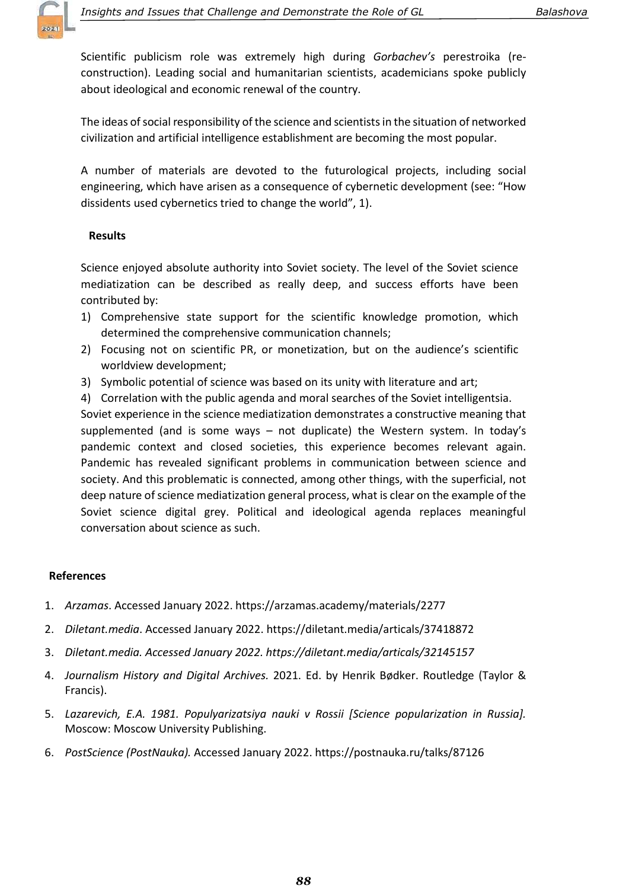Scientific publicism role was extremely high during *Gorbachev's* perestroika (re-construction). Leading social and humanitarian scientists, academicians spoke publicly about ideological and economic renewal of the country.

The ideas of social responsibility of the science and scientists in the situation of networked civilization and artificial intelligence establishment are becoming the most popular.

A number of materials are devoted to the futurological projects, including social engineering, which have arisen as a consequence of cybernetic development (see: "How dissidents used cybernetics tried to change the world", 1).

## Results

Science enjoyed absolute authority into Soviet society. The level of the Soviet science mediatization can be described as really deep, and success efforts have been contributed by:

1) Comprehensive state support for the scientific knowledge promotion, which determined the comprehensive communication channels;
2) Focusing not on scientific PR, or monetization, but on the audience's scientific worldview development;
3) Symbolic potential of science was based on its unity with literature and art;
4) Correlation with the public agenda and moral searches of the Soviet intelligentsia.

Soviet experience in the science mediatization demonstrates a constructive meaning that supplemented (and is some ways – not duplicate) the Western system. In today's pandemic context and closed societies, this experience becomes relevant again. Pandemic has revealed significant problems in communication between science and society. And this problematic is connected, among other things, with the superficial, not deep nature of science mediatization general process, what is clear on the example of the Soviet science digital grey. Political and ideological agenda replaces meaningful conversation about science as such.

## References

1. *Arzamas*. Accessed January 2022. https://arzamas.academy/materials/2277
2. *Diletant.media*. Accessed January 2022. https://diletant.media/articals/37418872
3. *Diletant.media. Accessed January 2022. https://diletant.media/articals/32145157*
4. *Journalism History and Digital Archives.* 2021. Ed. by Henrik Bødker. Routledge (Taylor & Francis).
5. *Lazarevich, E.A. 1981. Populyarizatsiya nauki v Rossii [Science popularization in Russia].* Moscow: Moscow University Publishing.
6. *PostScience (PostNauka).* Accessed January 2022. https://postnauka.ru/talks/87126